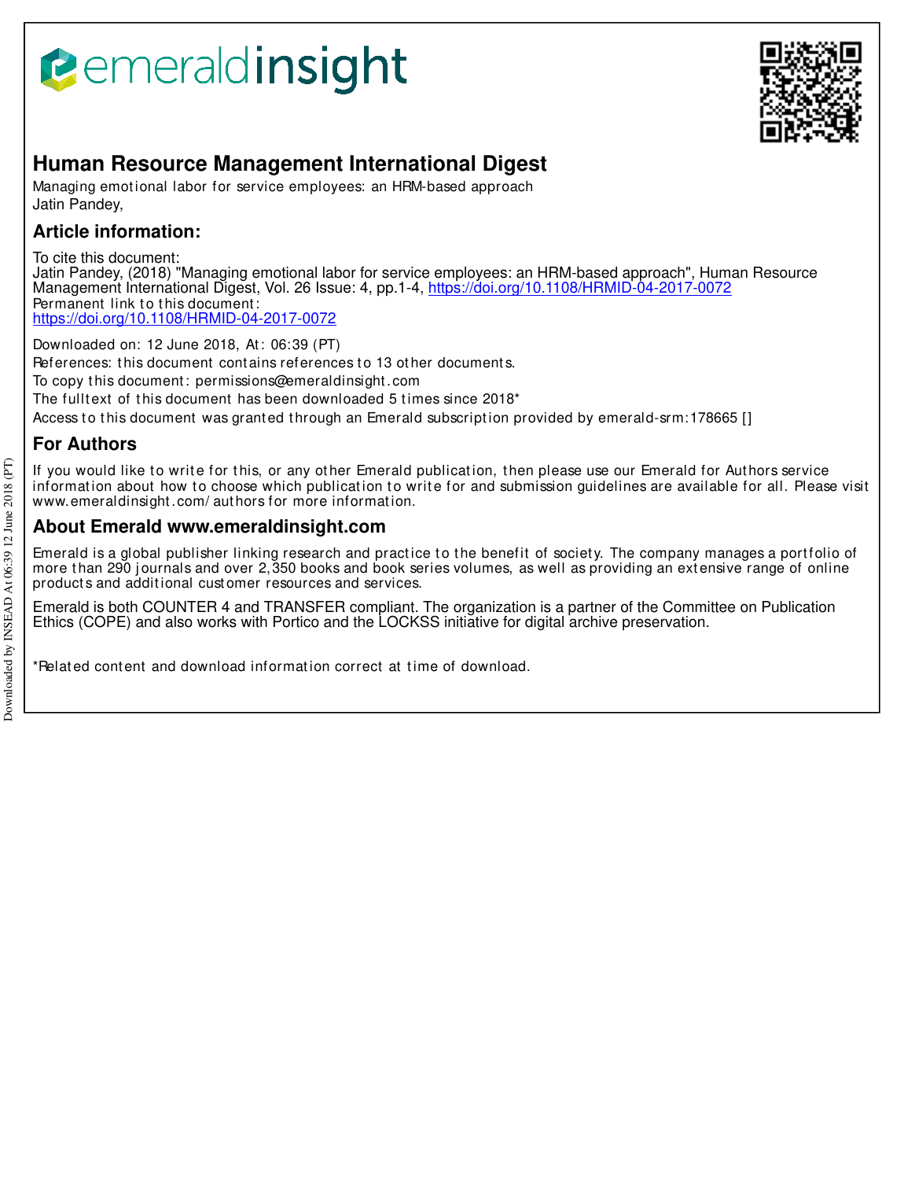emeraldinsight

# Human Resource Management International Digest

Managing emotional labor for service employees: an HRM-based approach

Jatin Pandey,

## Article information:

To cite this document:
Jatin Pandey, (2018) "Managing emotional labor for service employees: an HRM-based approach", Human Resource Management International Digest, Vol. 26 Issue: 4, pp.1-4, https://doi.org/10.1108/HRMID-04-2017-0072
Permanent link to this document:
https://doi.org/10.1108/HRMID-04-2017-0072

Downloaded on: 12 June 2018, At: 06:39 (PT)
References: this document contains references to 13 other documents.
To copy this document: permissions@emeraldinsight.com
The fulltext of this document has been downloaded 5 times since 2018*
Access to this document was granted through an Emerald subscription provided by emerald-srm:178665 []

## For Authors

If you would like to write for this, or any other Emerald publication, then please use our Emerald for Authors service information about how to choose which publication to write for and submission guidelines are available for all. Please visit www.emeraldinsight.com/authors for more information.

## About Emerald www.emeraldinsight.com

Emerald is a global publisher linking research and practice to the benefit of society. The company manages a portfolio of more than 290 journals and over 2,350 books and book series volumes, as well as providing an extensive range of online products and additional customer resources and services.

Emerald is both COUNTER 4 and TRANSFER compliant. The organization is a partner of the Committee on Publication Ethics (COPE) and also works with Portico and the LOCKSS initiative for digital archive preservation.

*Related content and download information correct at time of download.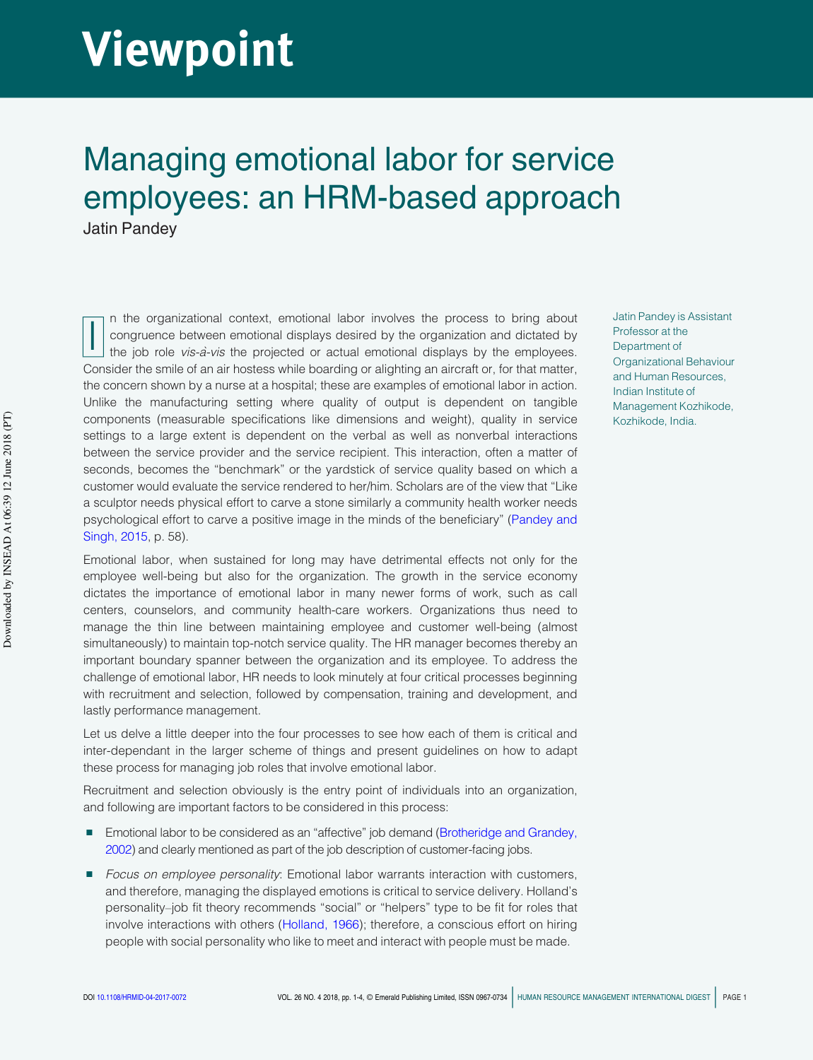# Viewpoint

# Managing emotional labor for service employees: an HRM-based approach

Jatin Pandey

Jatin Pandey is Assistant Professor at the Department of Organizational Behaviour and Human Resources, Indian Institute of Management Kozhikode, Kozhikode, India.

In the organizational context, emotional labor involves the process to bring about congruence between emotional displays desired by the organization and dictated by the job role *vis-à-vis* the projected or actual emotional displays by the employees. Consider the smile of an air hostess while boarding or alighting an aircraft or, for that matter, the concern shown by a nurse at a hospital; these are examples of emotional labor in action. Unlike the manufacturing setting where quality of output is dependent on tangible components (measurable specifications like dimensions and weight), quality in service settings to a large extent is dependent on the verbal as well as nonverbal interactions between the service provider and the service recipient. This interaction, often a matter of seconds, becomes the "benchmark" or the yardstick of service quality based on which a customer would evaluate the service rendered to her/him. Scholars are of the view that "Like a sculptor needs physical effort to carve a stone similarly a community health worker needs psychological effort to carve a positive image in the minds of the beneficiary" (Pandey and Singh, 2015, p. 58).

Emotional labor, when sustained for long may have detrimental effects not only for the employee well-being but also for the organization. The growth in the service economy dictates the importance of emotional labor in many newer forms of work, such as call centers, counselors, and community health-care workers. Organizations thus need to manage the thin line between maintaining employee and customer well-being (almost simultaneously) to maintain top-notch service quality. The HR manager becomes thereby an important boundary spanner between the organization and its employee. To address the challenge of emotional labor, HR needs to look minutely at four critical processes beginning with recruitment and selection, followed by compensation, training and development, and lastly performance management.

Let us delve a little deeper into the four processes to see how each of them is critical and inter-dependant in the larger scheme of things and present guidelines on how to adapt these process for managing job roles that involve emotional labor.

Recruitment and selection obviously is the entry point of individuals into an organization, and following are important factors to be considered in this process:

- Emotional labor to be considered as an "affective" job demand (Brotheridge and Grandey, 2002) and clearly mentioned as part of the job description of customer-facing jobs.
- *Focus on employee personality*: Emotional labor warrants interaction with customers, and therefore, managing the displayed emotions is critical to service delivery. Holland's personality–job fit theory recommends "social" or "helpers" type to be fit for roles that involve interactions with others (Holland, 1966); therefore, a conscious effort on hiring people with social personality who like to meet and interact with people must be made.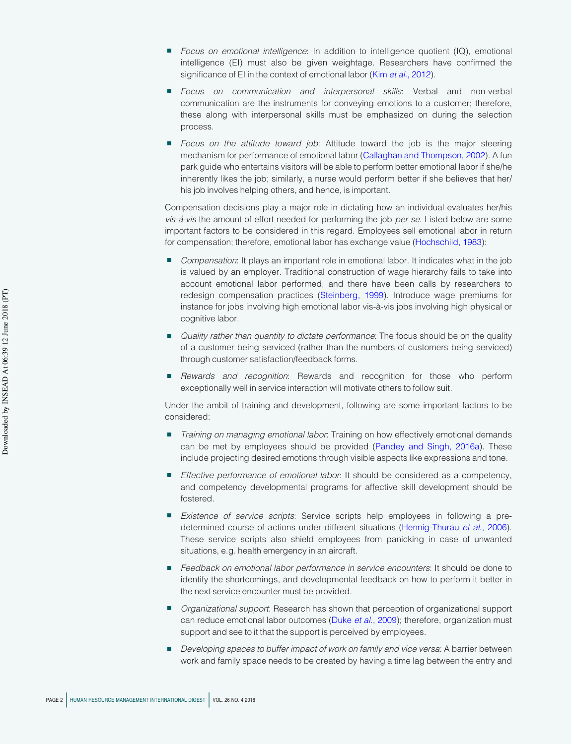- *Focus on emotional intelligence*: In addition to intelligence quotient (IQ), emotional intelligence (EI) must also be given weightage. Researchers have confirmed the significance of EI in the context of emotional labor (Kim *et al.*, 2012).
- *Focus on communication and interpersonal skills*: Verbal and non-verbal communication are the instruments for conveying emotions to a customer; therefore, these along with interpersonal skills must be emphasized on during the selection process.
- *Focus on the attitude toward job*: Attitude toward the job is the major steering mechanism for performance of emotional labor (Callaghan and Thompson, 2002). A fun park guide who entertains visitors will be able to perform better emotional labor if she/he inherently likes the job; similarly, a nurse would perform better if she believes that her/his job involves helping others, and hence, is important.

Compensation decisions play a major role in dictating how an individual evaluates her/his *vis-à-vis* the amount of effort needed for performing the job *per se*. Listed below are some important factors to be considered in this regard. Employees sell emotional labor in return for compensation; therefore, emotional labor has exchange value (Hochschild, 1983):

- *Compensation*: It plays an important role in emotional labor. It indicates what in the job is valued by an employer. Traditional construction of wage hierarchy fails to take into account emotional labor performed, and there have been calls by researchers to redesign compensation practices (Steinberg, 1999). Introduce wage premiums for instance for jobs involving high emotional labor vis-à-vis jobs involving high physical or cognitive labor.
- *Quality rather than quantity to dictate performance*: The focus should be on the quality of a customer being serviced (rather than the numbers of customers being serviced) through customer satisfaction/feedback forms.
- *Rewards and recognition*: Rewards and recognition for those who perform exceptionally well in service interaction will motivate others to follow suit.

Under the ambit of training and development, following are some important factors to be considered:

- *Training on managing emotional labor*: Training on how effectively emotional demands can be met by employees should be provided (Pandey and Singh, 2016a). These include projecting desired emotions through visible aspects like expressions and tone.
- *Effective performance of emotional labor*: It should be considered as a competency, and competency developmental programs for affective skill development should be fostered.
- *Existence of service scripts*: Service scripts help employees in following a pre-determined course of actions under different situations (Hennig-Thurau *et al.*, 2006). These service scripts also shield employees from panicking in case of unwanted situations, e.g. health emergency in an aircraft.
- *Feedback on emotional labor performance in service encounters*: It should be done to identify the shortcomings, and developmental feedback on how to perform it better in the next service encounter must be provided.
- *Organizational support*: Research has shown that perception of organizational support can reduce emotional labor outcomes (Duke *et al.*, 2009); therefore, organization must support and see to it that the support is perceived by employees.
- *Developing spaces to buffer impact of work on family and vice versa*: A barrier between work and family space needs to be created by having a time lag between the entry and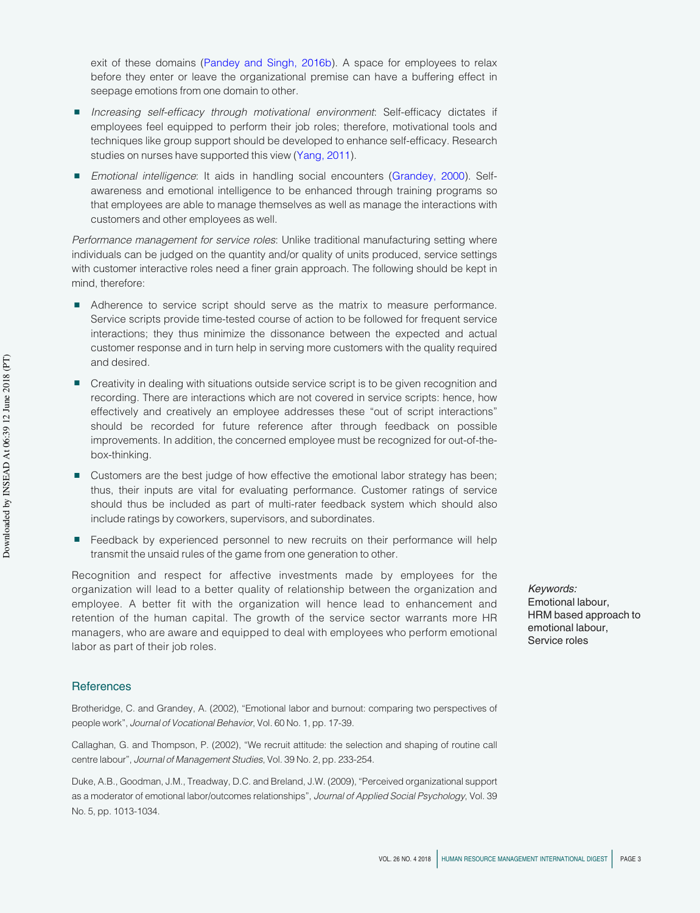exit of these domains (Pandey and Singh, 2016b). A space for employees to relax before they enter or leave the organizational premise can have a buffering effect in seepage emotions from one domain to other.

- *Increasing self-efficacy through motivational environment*: Self-efficacy dictates if employees feel equipped to perform their job roles; therefore, motivational tools and techniques like group support should be developed to enhance self-efficacy. Research studies on nurses have supported this view (Yang, 2011).
- *Emotional intelligence*: It aids in handling social encounters (Grandey, 2000). Self-awareness and emotional intelligence to be enhanced through training programs so that employees are able to manage themselves as well as manage the interactions with customers and other employees as well.

*Performance management for service roles*: Unlike traditional manufacturing setting where individuals can be judged on the quantity and/or quality of units produced, service settings with customer interactive roles need a finer grain approach. The following should be kept in mind, therefore:

- Adherence to service script should serve as the matrix to measure performance. Service scripts provide time-tested course of action to be followed for frequent service interactions; they thus minimize the dissonance between the expected and actual customer response and in turn help in serving more customers with the quality required and desired.
- Creativity in dealing with situations outside service script is to be given recognition and recording. There are interactions which are not covered in service scripts: hence, how effectively and creatively an employee addresses these "out of script interactions" should be recorded for future reference after through feedback on possible improvements. In addition, the concerned employee must be recognized for out-of-the-box-thinking.
- Customers are the best judge of how effective the emotional labor strategy has been; thus, their inputs are vital for evaluating performance. Customer ratings of service should thus be included as part of multi-rater feedback system which should also include ratings by coworkers, supervisors, and subordinates.
- Feedback by experienced personnel to new recruits on their performance will help transmit the unsaid rules of the game from one generation to other.

Recognition and respect for affective investments made by employees for the organization will lead to a better quality of relationship between the organization and employee. A better fit with the organization will hence lead to enhancement and retention of the human capital. The growth of the service sector warrants more HR managers, who are aware and equipped to deal with employees who perform emotional labor as part of their job roles.

*Keywords:*
Emotional labour,
HRM based approach to emotional labour,
Service roles

## References

Brotheridge, C. and Grandey, A. (2002), "Emotional labor and burnout: comparing two perspectives of people work", *Journal of Vocational Behavior*, Vol. 60 No. 1, pp. 17-39.

Callaghan, G. and Thompson, P. (2002), "We recruit attitude: the selection and shaping of routine call centre labour", *Journal of Management Studies*, Vol. 39 No. 2, pp. 233-254.

Duke, A.B., Goodman, J.M., Treadway, D.C. and Breland, J.W. (2009), "Perceived organizational support as a moderator of emotional labor/outcomes relationships", *Journal of Applied Social Psychology*, Vol. 39 No. 5, pp. 1013-1034.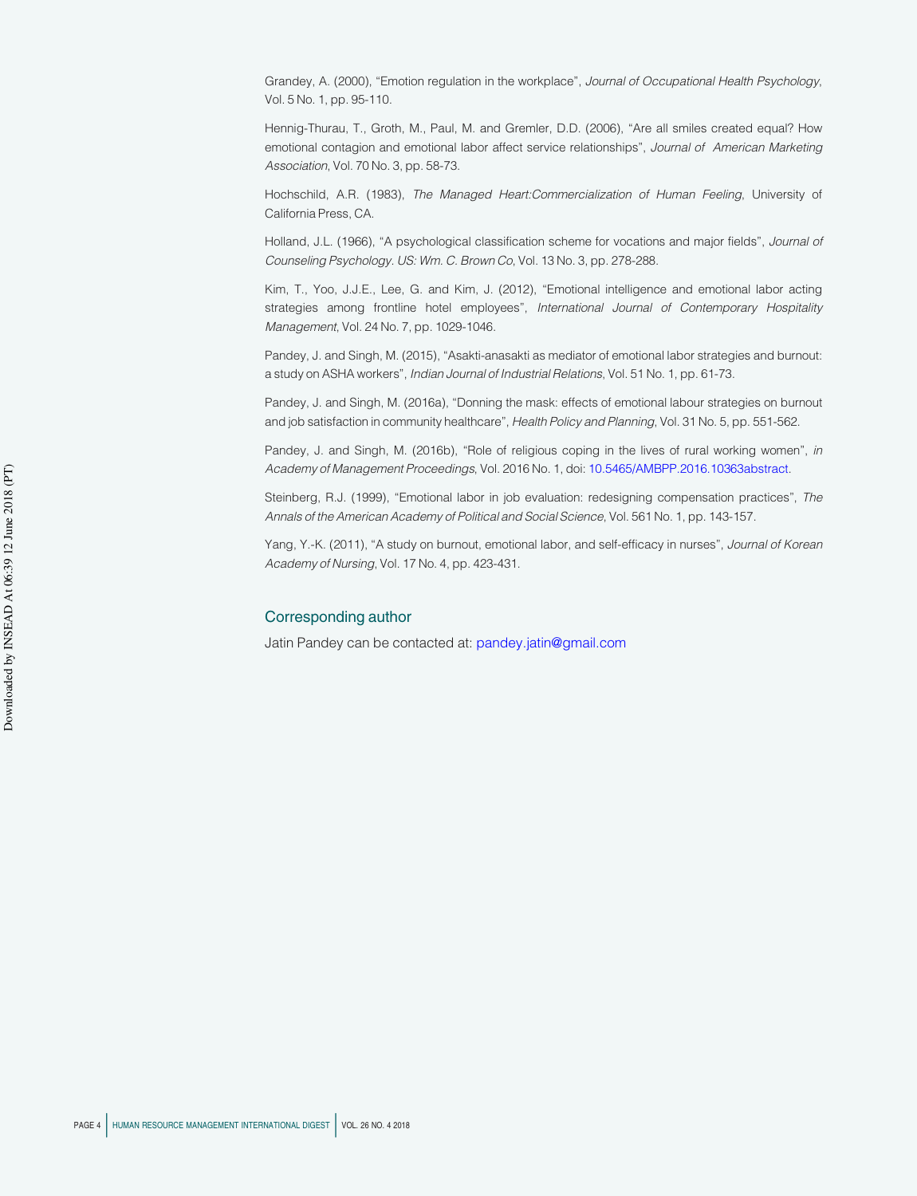Grandey, A. (2000), "Emotion regulation in the workplace", *Journal of Occupational Health Psychology*, Vol. 5 No. 1, pp. 95-110.

Hennig-Thurau, T., Groth, M., Paul, M. and Gremler, D.D. (2006), "Are all smiles created equal? How emotional contagion and emotional labor affect service relationships", *Journal of American Marketing Association*, Vol. 70 No. 3, pp. 58-73.

Hochschild, A.R. (1983), *The Managed Heart:Commercialization of Human Feeling*, University of California Press, CA.

Holland, J.L. (1966), "A psychological classification scheme for vocations and major fields", *Journal of Counseling Psychology. US: Wm. C. Brown Co*, Vol. 13 No. 3, pp. 278-288.

Kim, T., Yoo, J.J.E., Lee, G. and Kim, J. (2012), "Emotional intelligence and emotional labor acting strategies among frontline hotel employees", *International Journal of Contemporary Hospitality Management*, Vol. 24 No. 7, pp. 1029-1046.

Pandey, J. and Singh, M. (2015), "Asakti-anasakti as mediator of emotional labor strategies and burnout: a study on ASHA workers", *Indian Journal of Industrial Relations*, Vol. 51 No. 1, pp. 61-73.

Pandey, J. and Singh, M. (2016a), "Donning the mask: effects of emotional labour strategies on burnout and job satisfaction in community healthcare", *Health Policy and Planning*, Vol. 31 No. 5, pp. 551-562.

Pandey, J. and Singh, M. (2016b), "Role of religious coping in the lives of rural working women", *in Academy of Management Proceedings*, Vol. 2016 No. 1, doi: 10.5465/AMBPP.2016.10363abstract.

Steinberg, R.J. (1999), "Emotional labor in job evaluation: redesigning compensation practices", *The Annals of the American Academy of Political and Social Science*, Vol. 561 No. 1, pp. 143-157.

Yang, Y.-K. (2011), "A study on burnout, emotional labor, and self-efficacy in nurses", *Journal of Korean Academy of Nursing*, Vol. 17 No. 4, pp. 423-431.

## Corresponding author

Jatin Pandey can be contacted at: pandey.jatin@gmail.com